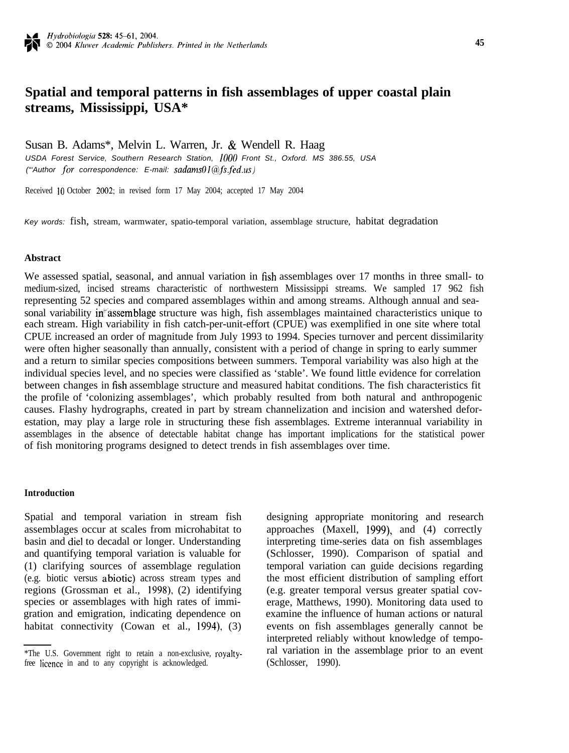# Spatial and temporal patterns in fish assemblages of upper coastal plain streams, Mississippi, USA*

Susan B. Adams*, Melvin L. Warren, Jr. & Wendell R. Haag

*USDA Forest Service, Southern Research Station, 1000 Front St., Oxford. MS 386.55, USA*
*(*Author for correspondence: E-mail: sadams01@fs.fed.us)*

Received 10 October 2002; in revised form 17 May 2004; accepted 17 May 2004

*Key words:* fish, stream, warmwater, spatio-temporal variation, assemblage structure, habitat degradation

## Abstract

We assessed spatial, seasonal, and annual variation in fish assemblages over 17 months in three small- to medium-sized, incised streams characteristic of northwestern Mississippi streams. We sampled 17 962 fish representing 52 species and compared assemblages within and among streams. Although annual and seasonal variability in assemblage structure was high, fish assemblages maintained characteristics unique to each stream. High variability in fish catch-per-unit-effort (CPUE) was exemplified in one site where total CPUE increased an order of magnitude from July 1993 to 1994. Species turnover and percent dissimilarity were often higher seasonally than annually, consistent with a period of change in spring to early summer and a return to similar species compositions between summers. Temporal variability was also high at the individual species level, and no species were classified as 'stable'. We found little evidence for correlation between changes in fish assemblage structure and measured habitat conditions. The fish characteristics fit the profile of 'colonizing assemblages', which probably resulted from both natural and anthropogenic causes. Flashy hydrographs, created in part by stream channelization and incision and watershed deforestation, may play a large role in structuring these fish assemblages. Extreme interannual variability in assemblages in the absence of detectable habitat change has important implications for the statistical power of fish monitoring programs designed to detect trends in fish assemblages over time.

## Introduction

Spatial and temporal variation in stream fish assemblages occur at scales from microhabitat to basin and diel to decadal or longer. Understanding and quantifying temporal variation is valuable for (1) clarifying sources of assemblage regulation (e.g. biotic versus abiotic) across stream types and regions (Grossman et al., 1998), (2) identifying species or assemblages with high rates of immigration and emigration, indicating dependence on habitat connectivity (Cowan et al., 1994), (3) designing appropriate monitoring and research approaches (Maxell, 1999), and (4) correctly interpreting time-series data on fish assemblages (Schlosser, 1990). Comparison of spatial and temporal variation can guide decisions regarding the most efficient distribution of sampling effort (e.g. greater temporal versus greater spatial coverage, Matthews, 1990). Monitoring data used to examine the influence of human actions or natural events on fish assemblages generally cannot be interpreted reliably without knowledge of temporal variation in the assemblage prior to an event (Schlosser, 1990).

*The U.S. Government right to retain a non-exclusive, royalty-free licence in and to any copyright is acknowledged.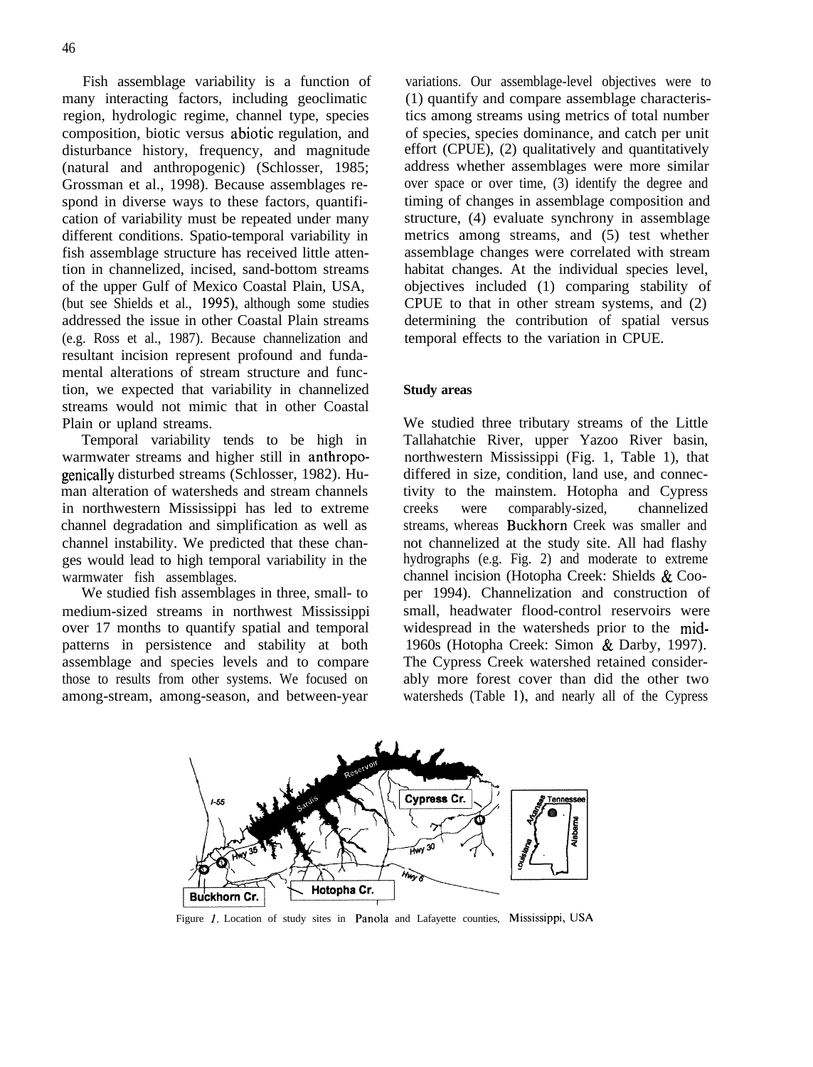Fish assemblage variability is a function of many interacting factors, including geoclimatic region, hydrologic regime, channel type, species composition, biotic versus abiotic regulation, and disturbance history, frequency, and magnitude (natural and anthropogenic) (Schlosser, 1985; Grossman et al., 1998). Because assemblages respond in diverse ways to these factors, quantification of variability must be repeated under many different conditions. Spatio-temporal variability in fish assemblage structure has received little attention in channelized, incised, sand-bottom streams of the upper Gulf of Mexico Coastal Plain, USA, (but see Shields et al., 1995), although some studies addressed the issue in other Coastal Plain streams (e.g. Ross et al., 1987). Because channelization and resultant incision represent profound and fundamental alterations of stream structure and function, we expected that variability in channelized streams would not mimic that in other Coastal Plain or upland streams.

Temporal variability tends to be high in warmwater streams and higher still in anthropogenically disturbed streams (Schlosser, 1982). Human alteration of watersheds and stream channels in northwestern Mississippi has led to extreme channel degradation and simplification as well as channel instability. We predicted that these changes would lead to high temporal variability in the warmwater fish assemblages.

We studied fish assemblages in three, small- to medium-sized streams in northwest Mississippi over 17 months to quantify spatial and temporal patterns in persistence and stability at both assemblage and species levels and to compare those to results from other systems. We focused on among-stream, among-season, and between-year variations. Our assemblage-level objectives were to (1) quantify and compare assemblage characteristics among streams using metrics of total number of species, species dominance, and catch per unit effort (CPUE), (2) qualitatively and quantitatively address whether assemblages were more similar over space or over time, (3) identify the degree and timing of changes in assemblage composition and structure, (4) evaluate synchrony in assemblage metrics among streams, and (5) test whether assemblage changes were correlated with stream habitat changes. At the individual species level, objectives included (1) comparing stability of CPUE to that in other stream systems, and (2) determining the contribution of spatial versus temporal effects to the variation in CPUE.

## Study areas

We studied three tributary streams of the Little Tallahatchie River, upper Yazoo River basin, northwestern Mississippi (Fig. 1, Table 1), that differed in size, condition, land use, and connectivity to the mainstem. Hotopha and Cypress creeks were comparably-sized, channelized streams, whereas Buckhorn Creek was smaller and not channelized at the study site. All had flashy hydrographs (e.g. Fig. 2) and moderate to extreme channel incision (Hotopha Creek: Shields & Cooper 1994). Channelization and construction of small, headwater flood-control reservoirs were widespread in the watersheds prior to the mid-1960s (Hotopha Creek: Simon & Darby, 1997). The Cypress Creek watershed retained considerably more forest cover than did the other two watersheds (Table 1), and nearly all of the Cypress

Figure 1. Location of study sites in Panola and Lafayette counties, Mississippi, USA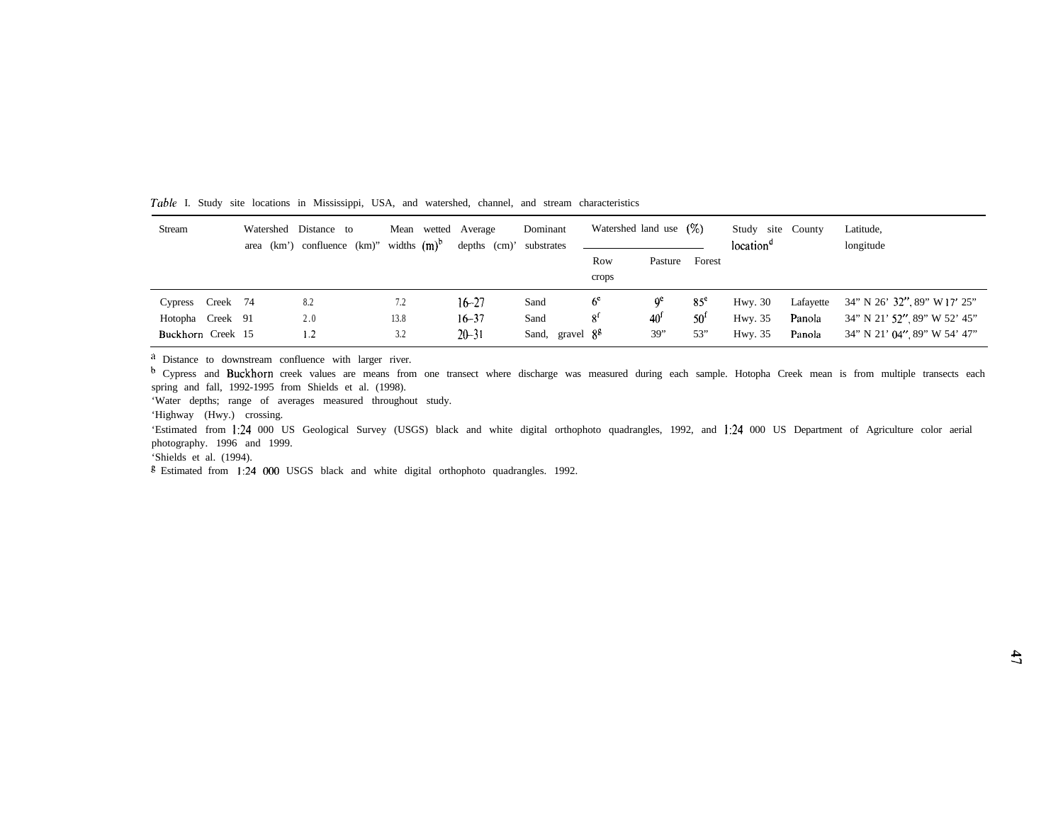*Table* I. Study site locations in Mississippi, USA, and watershed, channel, and stream characteristics

| Stream | Watershed area (km') | Distance to confluence (km)" | Mean wetted widths (m)[b] | Average depths (cm)' | Dominant substrates | Watershed land use (%) | | | Study site location[d] | County | Latitude, longitude |
|---|---|---|---|---|---|---|---|---|---|---|---|
| | | | | | | Row crops | Pasture | Forest | | | |
| Cypress Creek | 74 | 8.2 | 7.2 | 16–27 | Sand | 6[e] | 9[e] | 85[e] | Hwy. 30 | Lafayette | 34" N 26' 32", 89" W 17' 25" |
| Hotopha Creek | 91 | 2.0 | 13.8 | 16–37 | Sand | 8[f] | 40[f] | 50[f] | Hwy. 35 | Panola | 34" N 21' 52", 89" W 52' 45" |
| Buckhorn Creek | 15 | 1.2 | 3.2 | 20–31 | Sand, gravel | 8[g] | 39" | 53" | Hwy. 35 | Panola | 34" N 21' 04", 89" W 54' 47" |

[a] Distance to downstream confluence with larger river.
[b] Cypress and Buckhorn creek values are means from one transect where discharge was measured during each sample. Hotopha Creek mean is from multiple transects each spring and fall, 1992-1995 from Shields et al. (1998).
'Water depths; range of averages measured throughout study.
'Highway (Hwy.) crossing.
'Estimated from 1:24 000 US Geological Survey (USGS) black and white digital orthophoto quadrangles, 1992, and 1:24 000 US Department of Agriculture color aerial photography. 1996 and 1999.
'Shields et al. (1994).
[g] Estimated from 1:24 000 USGS black and white digital orthophoto quadrangles. 1992.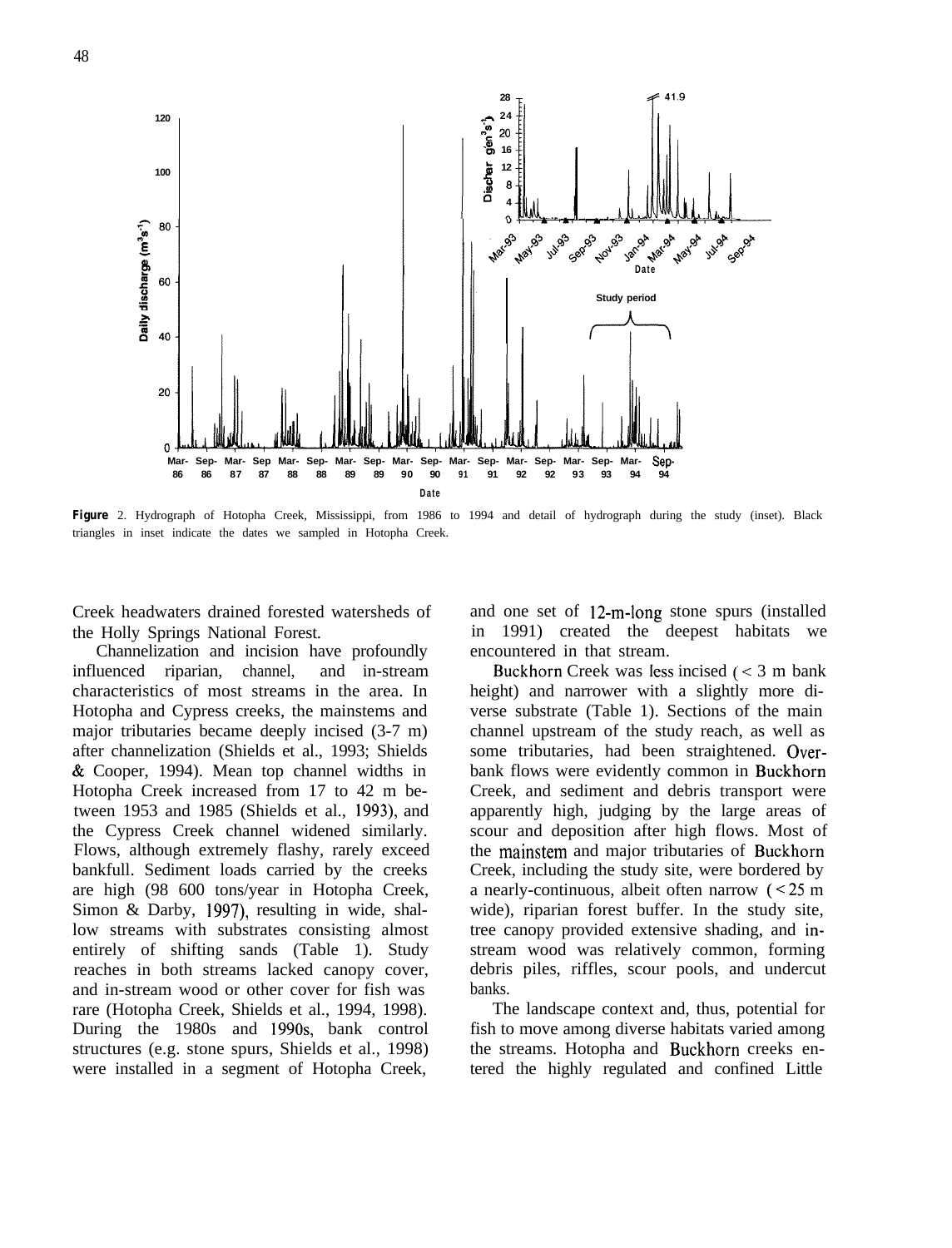**Figure** 2. Hydrograph of Hotopha Creek, Mississippi, from 1986 to 1994 and detail of hydrograph during the study (inset). Black triangles in inset indicate the dates we sampled in Hotopha Creek.

Creek headwaters drained forested watersheds of the Holly Springs National Forest.

Channelization and incision have profoundly influenced riparian, channel, and in-stream characteristics of most streams in the area. In Hotopha and Cypress creeks, the mainstems and major tributaries became deeply incised (3-7 m) after channelization (Shields et al., 1993; Shields & Cooper, 1994). Mean top channel widths in Hotopha Creek increased from 17 to 42 m between 1953 and 1985 (Shields et al., 1993), and the Cypress Creek channel widened similarly. Flows, although extremely flashy, rarely exceed bankfull. Sediment loads carried by the creeks are high (98 600 tons/year in Hotopha Creek, Simon & Darby, 1997), resulting in wide, shallow streams with substrates consisting almost entirely of shifting sands (Table 1). Study reaches in both streams lacked canopy cover, and in-stream wood or other cover for fish was rare (Hotopha Creek, Shields et al., 1994, 1998). During the 1980s and 1990s, bank control structures (e.g. stone spurs, Shields et al., 1998) were installed in a segment of Hotopha Creek, and one set of 12-m-long stone spurs (installed in 1991) created the deepest habitats we encountered in that stream.

Buckhorn Creek was less incised (< 3 m bank height) and narrower with a slightly more diverse substrate (Table 1). Sections of the main channel upstream of the study reach, as well as some tributaries, had been straightened. Overbank flows were evidently common in Buckhorn Creek, and sediment and debris transport were apparently high, judging by the large areas of scour and deposition after high flows. Most of the mainstem and major tributaries of Buckhorn Creek, including the study site, were bordered by a nearly-continuous, albeit often narrow (< 25 m wide), riparian forest buffer. In the study site, tree canopy provided extensive shading, and in-stream wood was relatively common, forming debris piles, riffles, scour pools, and undercut banks.

The landscape context and, thus, potential for fish to move among diverse habitats varied among the streams. Hotopha and Buckhorn creeks entered the highly regulated and confined Little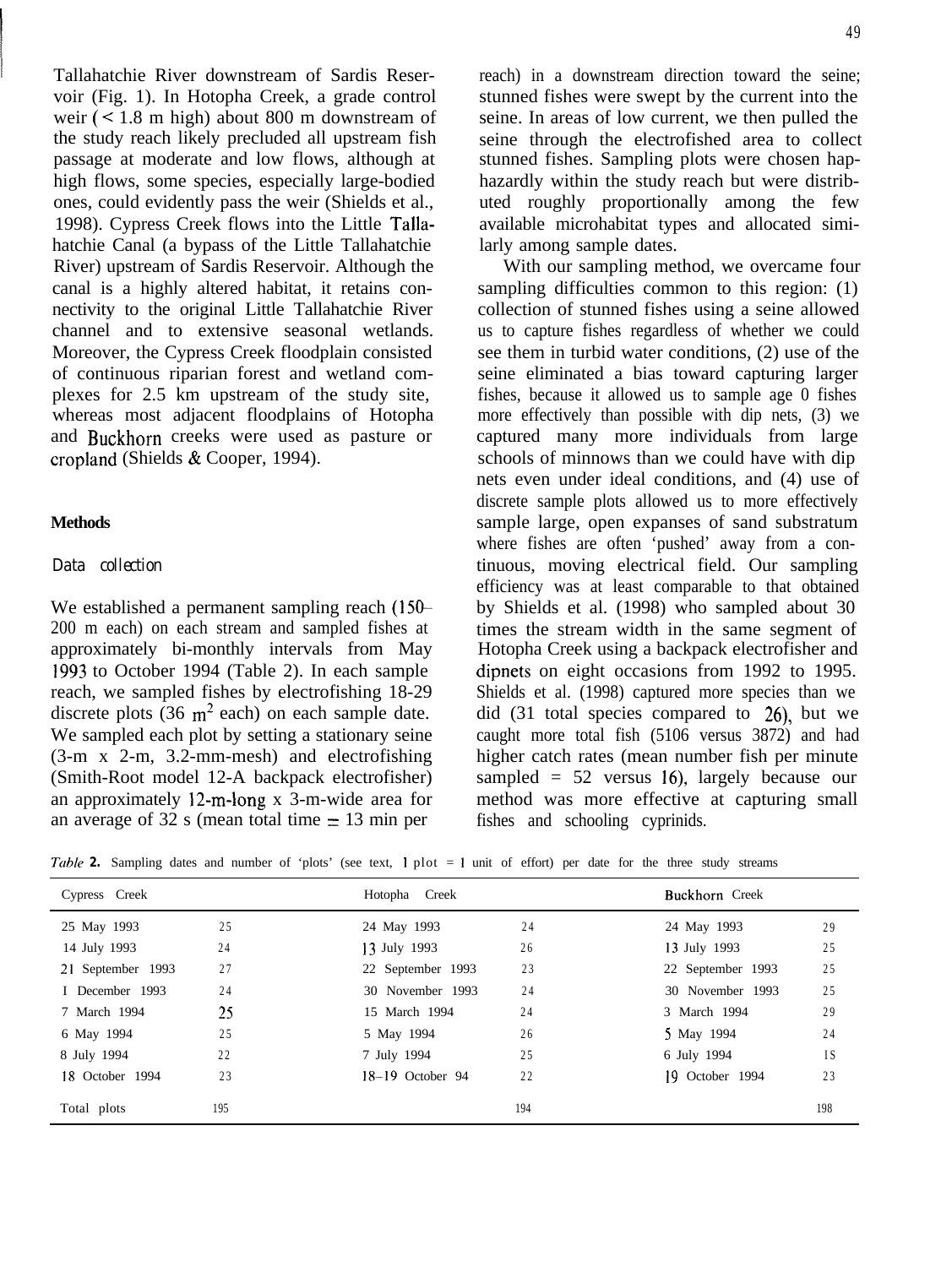Tallahatchie River downstream of Sardis Reservoir (Fig. 1). In Hotopha Creek, a grade control weir (< 1.8 m high) about 800 m downstream of the study reach likely precluded all upstream fish passage at moderate and low flows, although at high flows, some species, especially large-bodied ones, could evidently pass the weir (Shields et al., 1998). Cypress Creek flows into the Little Tallahatchie Canal (a bypass of the Little Tallahatchie River) upstream of Sardis Reservoir. Although the canal is a highly altered habitat, it retains connectivity to the original Little Tallahatchie River channel and to extensive seasonal wetlands. Moreover, the Cypress Creek floodplain consisted of continuous riparian forest and wetland complexes for 2.5 km upstream of the study site, whereas most adjacent floodplains of Hotopha and Buckhorn creeks were used as pasture or cropland (Shields & Cooper, 1994).

## Methods

### Data collection

We established a permanent sampling reach (150–200 m each) on each stream and sampled fishes at approximately bi-monthly intervals from May 1993 to October 1994 (Table 2). In each sample reach, we sampled fishes by electrofishing 18-29 discrete plots (36 $m^2$ each) on each sample date. We sampled each plot by setting a stationary seine (3-m x 2-m, 3.2-mm-mesh) and electrofishing (Smith-Root model 12-A backpack electrofisher) an approximately 12-m-long x 3-m-wide area for an average of 32 s (mean total time = 13 min per reach) in a downstream direction toward the seine; stunned fishes were swept by the current into the seine. In areas of low current, we then pulled the seine through the electrofished area to collect stunned fishes. Sampling plots were chosen haphazardly within the study reach but were distributed roughly proportionally among the few available microhabitat types and allocated similarly among sample dates.

With our sampling method, we overcame four sampling difficulties common to this region: (1) collection of stunned fishes using a seine allowed us to capture fishes regardless of whether we could see them in turbid water conditions, (2) use of the seine eliminated a bias toward capturing larger fishes, because it allowed us to sample age 0 fishes more effectively than possible with dip nets, (3) we captured many more individuals from large schools of minnows than we could have with dip nets even under ideal conditions, and (4) use of discrete sample plots allowed us to more effectively sample large, open expanses of sand substratum where fishes are often 'pushed' away from a continuous, moving electrical field. Our sampling efficiency was at least comparable to that obtained by Shields et al. (1998) who sampled about 30 times the stream width in the same segment of Hotopha Creek using a backpack electrofisher and dipnets on eight occasions from 1992 to 1995. Shields et al. (1998) captured more species than we did (31 total species compared to 26), but we caught more total fish (5106 versus 3872) and had higher catch rates (mean number fish per minute sampled = 52 versus 16), largely because our method was more effective at capturing small fishes and schooling cyprinids.

*Table* **2.** Sampling dates and number of 'plots' (see text, 1 plot = 1 unit of effort) per date for the three study streams

| Cypress Creek | | Hotopha Creek | | Buckhorn Creek | |
|---|---|---|---|---|---|
| 25 May 1993 | 25 | 24 May 1993 | 24 | 24 May 1993 | 29 |
| 14 July 1993 | 24 | 13 July 1993 | 26 | 13 July 1993 | 25 |
| 21 September 1993 | 27 | 22 September 1993 | 23 | 22 September 1993 | 25 |
| 1 December 1993 | 24 | 30 November 1993 | 24 | 30 November 1993 | 25 |
| 7 March 1994 | 25 | 15 March 1994 | 24 | 3 March 1994 | 29 |
| 6 May 1994 | 25 | 5 May 1994 | 26 | 5 May 1994 | 24 |
| 8 July 1994 | 22 | 7 July 1994 | 25 | 6 July 1994 | 18 |
| 18 October 1994 | 23 | 18–19 October 94 | 22 | 19 October 1994 | 23 |
| Total plots | 195 | | 194 | | 198 |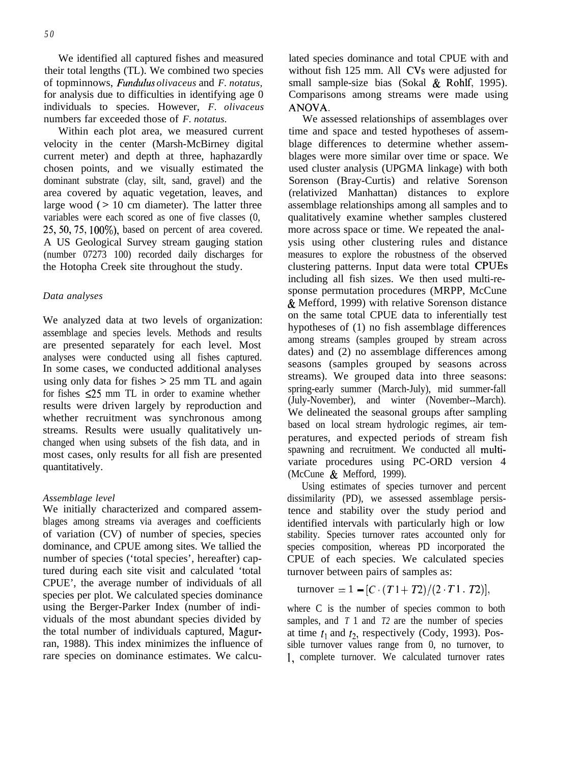We identified all captured fishes and measured their total lengths (TL). We combined two species of topminnows, *Fundulus olivaceus* and *F. notatus*, for analysis due to difficulties in identifying age 0 individuals to species. However, *F. olivaceus* numbers far exceeded those of *F. notatus*.

Within each plot area, we measured current velocity in the center (Marsh-McBirney digital current meter) and depth at three, haphazardly chosen points, and we visually estimated the dominant substrate (clay, silt, sand, gravel) and the area covered by aquatic vegetation, leaves, and large wood (> 10 cm diameter). The latter three variables were each scored as one of five classes (0, 25, 50, 75, 100%), based on percent of area covered. A US Geological Survey stream gauging station (number 07273 100) recorded daily discharges for the Hotopha Creek site throughout the study.

### *Data analyses*

We analyzed data at two levels of organization: assemblage and species levels. Methods and results are presented separately for each level. Most analyses were conducted using all fishes captured. In some cases, we conducted additional analyses using only data for fishes > 25 mm TL and again for fishes ≤25 mm TL in order to examine whether results were driven largely by reproduction and whether recruitment was synchronous among streams. Results were usually qualitatively unchanged when using subsets of the fish data, and in most cases, only results for all fish are presented quantitatively.

#### *Assemblage level*

We initially characterized and compared assemblages among streams via averages and coefficients of variation (CV) of number of species, species dominance, and CPUE among sites. We tallied the number of species ('total species', hereafter) captured during each site visit and calculated 'total CPUE', the average number of individuals of all species per plot. We calculated species dominance using the Berger-Parker Index (number of individuals of the most abundant species divided by the total number of individuals captured, Magurran, 1988). This index minimizes the influence of rare species on dominance estimates. We calculated species dominance and total CPUE with and without fish 125 mm. All CVs were adjusted for small sample-size bias (Sokal & Rohlf, 1995). Comparisons among streams were made using ANOVA.

We assessed relationships of assemblages over time and space and tested hypotheses of assemblage differences to determine whether assemblages were more similar over time or space. We used cluster analysis (UPGMA linkage) with both Sorenson (Bray-Curtis) and relative Sorenson (relativized Manhattan) distances to explore assemblage relationships among all samples and to qualitatively examine whether samples clustered more across space or time. We repeated the analysis using other clustering rules and distance measures to explore the robustness of the observed clustering patterns. Input data were total CPUEs including all fish sizes. We then used multi-response permutation procedures (MRPP, McCune & Mefford, 1999) with relative Sorenson distance on the same total CPUE data to inferentially test hypotheses of (1) no fish assemblage differences among streams (samples grouped by stream across dates) and (2) no assemblage differences among seasons (samples grouped by seasons across streams). We grouped data into three seasons: spring-early summer (March-July), mid summer-fall (July-November), and winter (November--March). We delineated the seasonal groups after sampling based on local stream hydrologic regimes, air temperatures, and expected periods of stream fish spawning and recruitment. We conducted all multivariate procedures using PC-ORD version 4 (McCune & Mefford, 1999).

Using estimates of species turnover and percent dissimilarity (PD), we assessed assemblage persistence and stability over the study period and identified intervals with particularly high or low stability. Species turnover rates accounted only for species composition, whereas PD incorporated the CPUE of each species. We calculated species turnover between pairs of samples as:

$$\text{turnover} = 1 - [C \cdot (T1 + T2)/(2 \cdot T1 \cdot T2)],$$

where C is the number of species common to both samples, and $T1$ and $T2$ are the number of species at time $t_1$ and $t_2$, respectively (Cody, 1993). Possible turnover values range from 0, no turnover, to 1, complete turnover. We calculated turnover rates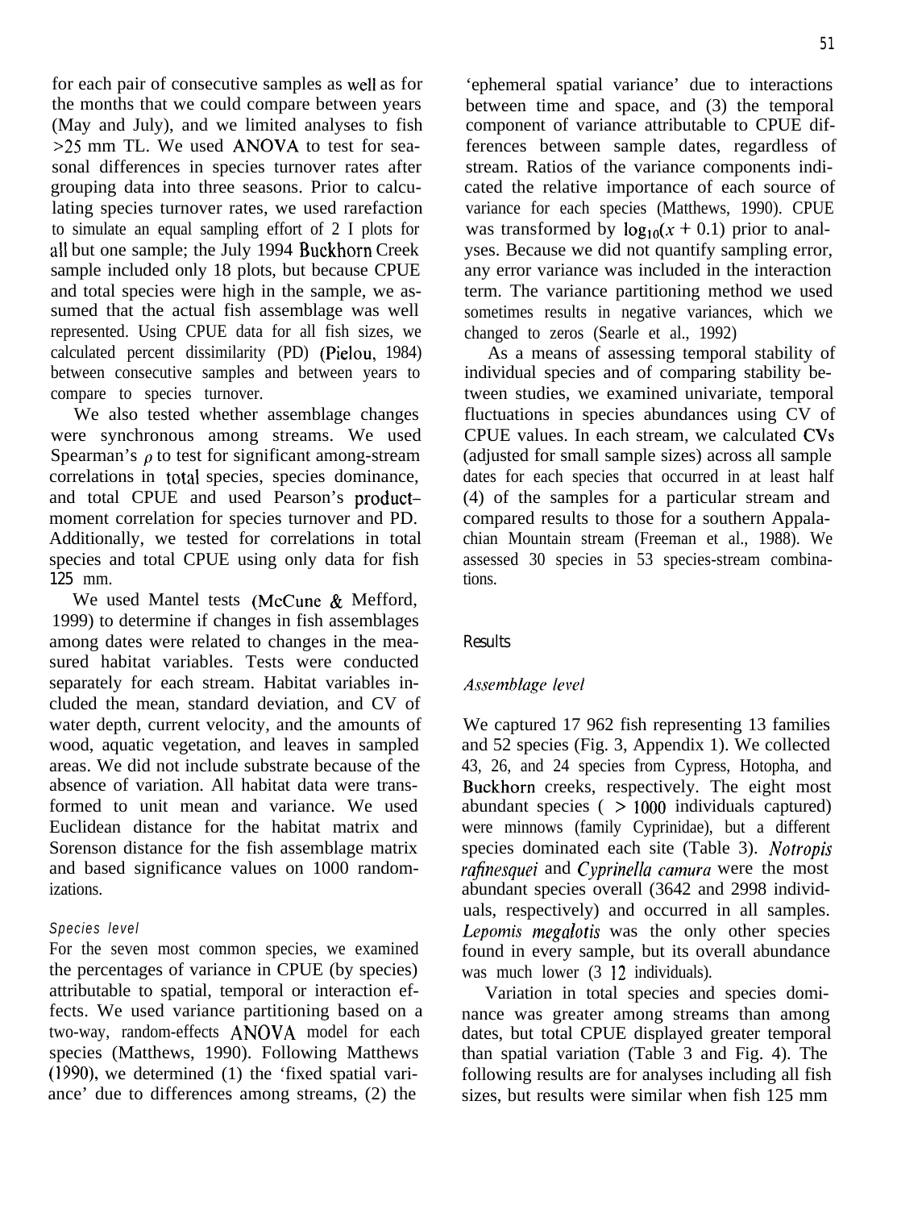for each pair of consecutive samples as well as for the months that we could compare between years (May and July), and we limited analyses to fish >25 mm TL. We used ANOVA to test for seasonal differences in species turnover rates after grouping data into three seasons. Prior to calculating species turnover rates, we used rarefaction to simulate an equal sampling effort of 2 I plots for all but one sample; the July 1994 Buckhorn Creek sample included only 18 plots, but because CPUE and total species were high in the sample, we assumed that the actual fish assemblage was well represented. Using CPUE data for all fish sizes, we calculated percent dissimilarity (PD) (Pielou, 1984) between consecutive samples and between years to compare to species turnover.

We also tested whether assemblage changes were synchronous among streams. We used Spearman's $\rho$ to test for significant among-stream correlations in total species, species dominance, and total CPUE and used Pearson's product–moment correlation for species turnover and PD. Additionally, we tested for correlations in total species and total CPUE using only data for fish 125 mm.

We used Mantel tests (McCune & Mefford, 1999) to determine if changes in fish assemblages among dates were related to changes in the measured habitat variables. Tests were conducted separately for each stream. Habitat variables included the mean, standard deviation, and CV of water depth, current velocity, and the amounts of wood, aquatic vegetation, and leaves in sampled areas. We did not include substrate because of the absence of variation. All habitat data were transformed to unit mean and variance. We used Euclidean distance for the habitat matrix and Sorenson distance for the fish assemblage matrix and based significance values on 1000 randomizations.

### Species level

For the seven most common species, we examined the percentages of variance in CPUE (by species) attributable to spatial, temporal or interaction effects. We used variance partitioning based on a two-way, random-effects ANOVA model for each species (Matthews, 1990). Following Matthews (1990), we determined (1) the 'fixed spatial variance' due to differences among streams, (2) the 'ephemeral spatial variance' due to interactions between time and space, and (3) the temporal component of variance attributable to CPUE differences between sample dates, regardless of stream. Ratios of the variance components indicated the relative importance of each source of variance for each species (Matthews, 1990). CPUE was transformed by $\log_{10}(x + 0.1)$ prior to analyses. Because we did not quantify sampling error, any error variance was included in the interaction term. The variance partitioning method we used sometimes results in negative variances, which we changed to zeros (Searle et al., 1992)

As a means of assessing temporal stability of individual species and of comparing stability between studies, we examined univariate, temporal fluctuations in species abundances using CV of CPUE values. In each stream, we calculated CVs (adjusted for small sample sizes) across all sample dates for each species that occurred in at least half (4) of the samples for a particular stream and compared results to those for a southern Appalachian Mountain stream (Freeman et al., 1988). We assessed 30 species in 53 species-stream combinations.

## Results

### *Assemblage level*

We captured 17 962 fish representing 13 families and 52 species (Fig. 3, Appendix 1). We collected 43, 26, and 24 species from Cypress, Hotopha, and Buckhorn creeks, respectively. The eight most abundant species ( > 1000 individuals captured) were minnows (family Cyprinidae), but a different species dominated each site (Table 3). *Notropis rafinesquei* and *Cyprinella camura* were the most abundant species overall (3642 and 2998 individuals, respectively) and occurred in all samples. *Lepomis megalotis* was the only other species found in every sample, but its overall abundance was much lower (3 12 individuals).

Variation in total species and species dominance was greater among streams than among dates, but total CPUE displayed greater temporal than spatial variation (Table 3 and Fig. 4). The following results are for analyses including all fish sizes, but results were similar when fish 125 mm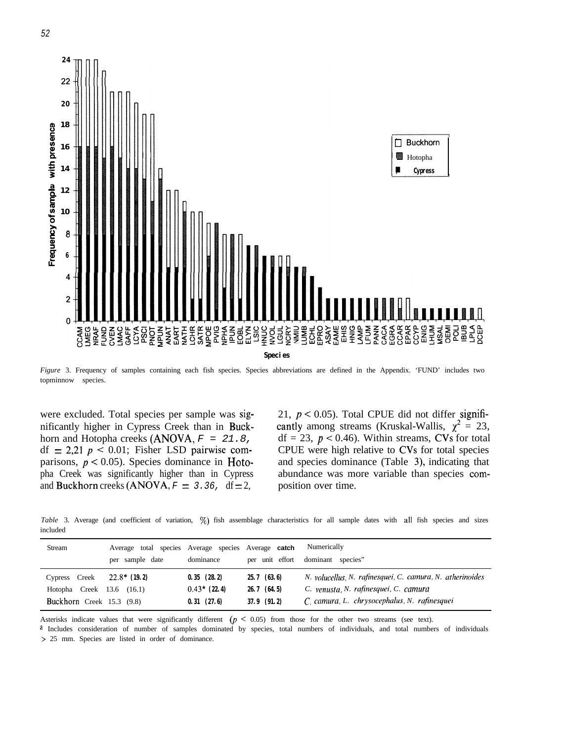*Figure* 3. Frequency of samples containing each fish species. Species abbreviations are defined in the Appendix. 'FUND' includes two topminnow species.

were excluded. Total species per sample was significantly higher in Cypress Creek than in Buckhorn and Hotopha creeks (ANOVA, $F = 21.8$, df = 2,21 $p < 0.01$; Fisher LSD pairwise comparisons, $p < 0.05$). Species dominance in Hotopha Creek was significantly higher than in Cypress and Buckhorn creeks (ANOVA, $F = 3.36$, df = 2, 21, $p < 0.05$). Total CPUE did not differ significantly among streams (Kruskal-Wallis, $\chi^2 = 23$, df = 23, $p < 0.46$). Within streams, CVs for total CPUE were high relative to CVs for total species and species dominance (Table 3), indicating that abundance was more variable than species composition over time.

*Table* 3. Average (and coefficient of variation, %) fish assemblage characteristics for all sample dates with all fish species and sizes included

| Stream | Average total species per sample date | Average species dominance | Average catch per unit effort | Numerically dominant species[a] |
|---|---|---|---|---|
| Cypress Creek | 22.8* (19.2) | 0.35 (28.2) | 25.7 (63.6) | *N. volucellus, N. rafinesquei, C. camura, N. atherinoides* |
| Hotopha Creek | 13.6 (16.1) | 0.43* (22.4) | 26.7 (64.5) | *C. venusta, N. rafinesquei, C. camura* |
| Buckhorn Creek | 15.3 (9.8) | 0.31 (27.6) | 37.9 (91.2) | *C. camura, L. chrysocephalus, N. rafinesquei* |

Asterisks indicate values that were significantly different ($p < 0.05$) from those for the other two streams (see text).
[a] Includes consideration of number of samples dominated by species, total numbers of individuals, and total numbers of individuals > 25 mm. Species are listed in order of dominance.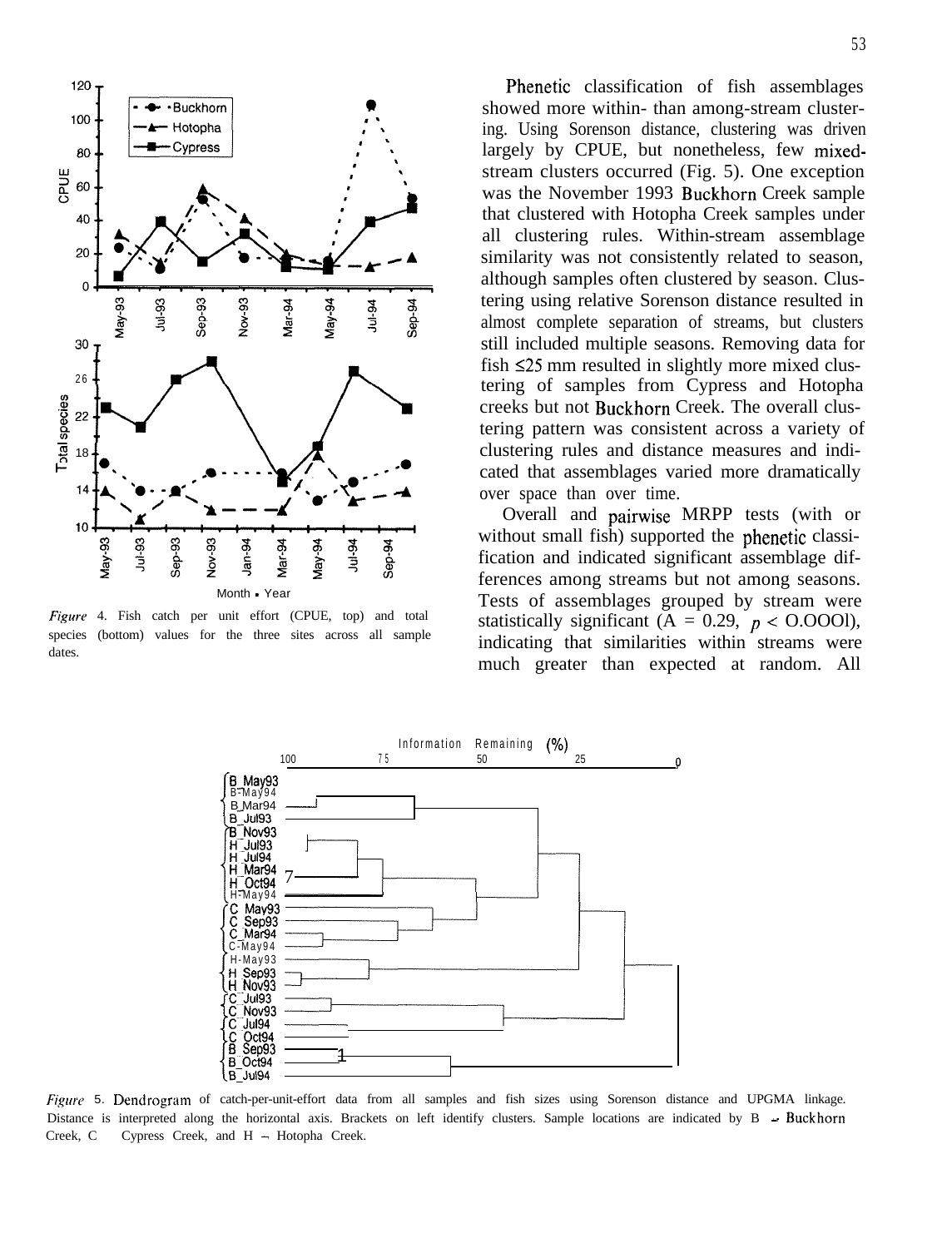Phenetic classification of fish assemblages showed more within- than among-stream clustering. Using Sorenson distance, clustering was driven largely by CPUE, but nonetheless, few mixed-stream clusters occurred (Fig. 5). One exception was the November 1993 Buckhorn Creek sample that clustered with Hotopha Creek samples under all clustering rules. Within-stream assemblage similarity was not consistently related to season, although samples often clustered by season. Clustering using relative Sorenson distance resulted in almost complete separation of streams, but clusters still included multiple seasons. Removing data for fish ≤25 mm resulted in slightly more mixed clustering of samples from Cypress and Hotopha creeks but not Buckhorn Creek. The overall clustering pattern was consistent across a variety of clustering rules and distance measures and indicated that assemblages varied more dramatically over space than over time.

Overall and pairwise MRPP tests (with or without small fish) supported the phenetic classification and indicated significant assemblage differences among streams but not among seasons. Tests of assemblages grouped by stream were statistically significant ($A = 0.29$, $p < 0.0001$), indicating that similarities within streams were much greater than expected at random. All

*Figure* 4. Fish catch per unit effort (CPUE, top) and total species (bottom) values for the three sites across all sample dates.

*Figure* 5. Dendrogram of catch-per-unit-effort data from all samples and fish sizes using Sorenson distance and UPGMA linkage. Distance is interpreted along the horizontal axis. Brackets on left identify clusters. Sample locations are indicated by B – Buckhorn Creek, C – Cypress Creek, and H – Hotopha Creek.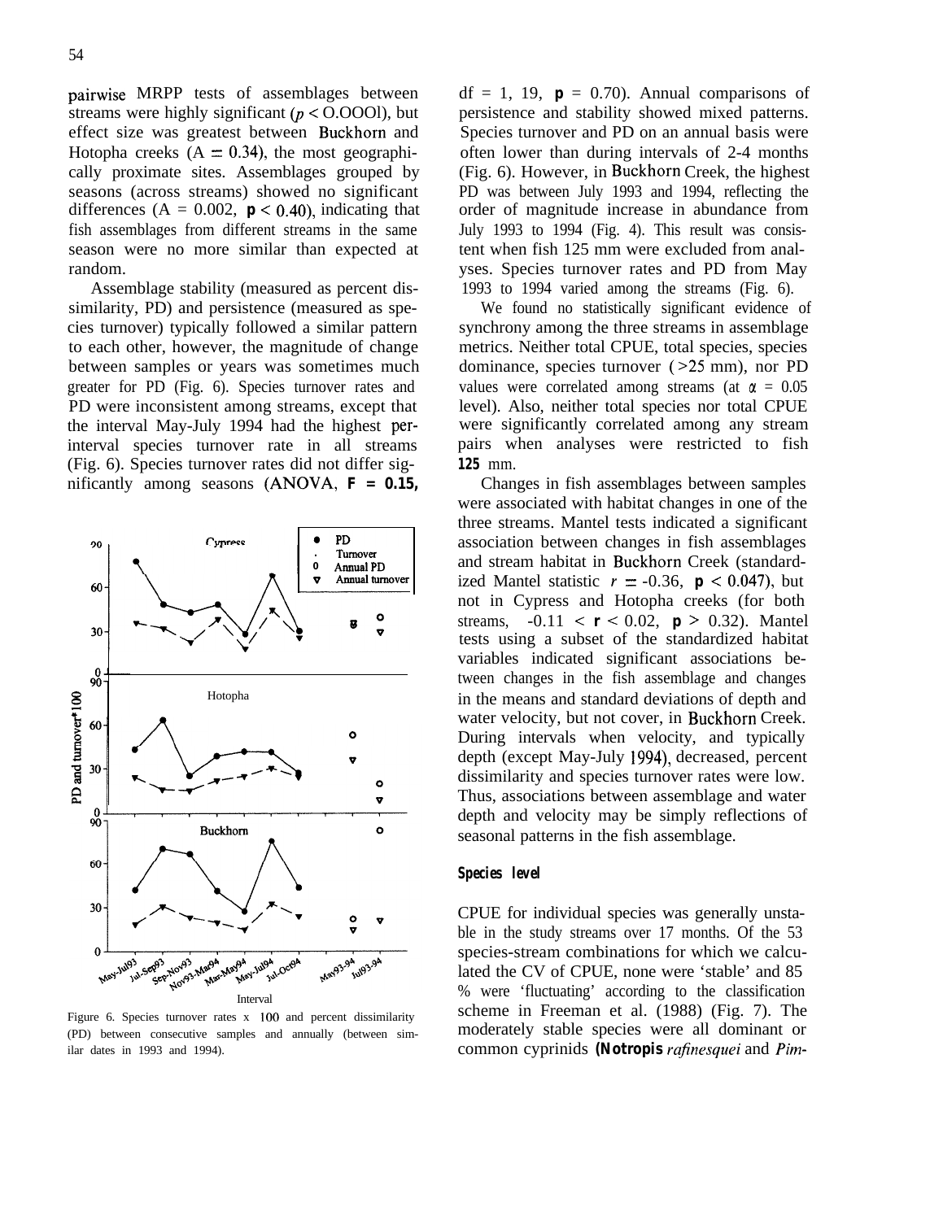pairwise MRPP tests of assemblages between streams were highly significant ($p < 0.0001$), but effect size was greatest between Buckhorn and Hotopha creeks ($A = 0.34$), the most geographically proximate sites. Assemblages grouped by seasons (across streams) showed no significant differences ($A = 0.002$, $p < 0.40$), indicating that fish assemblages from different streams in the same season were no more similar than expected at random.

Assemblage stability (measured as percent dissimilarity, PD) and persistence (measured as species turnover) typically followed a similar pattern to each other, however, the magnitude of change between samples or years was sometimes much greater for PD (Fig. 6). Species turnover rates and PD were inconsistent among streams, except that the interval May-July 1994 had the highest per-interval species turnover rate in all streams (Fig. 6). Species turnover rates did not differ significantly among seasons (ANOVA, $F = 0.15$, df = 1, 19, $p = 0.70$). Annual comparisons of persistence and stability showed mixed patterns. Species turnover and PD on an annual basis were often lower than during intervals of 2-4 months (Fig. 6). However, in Buckhorn Creek, the highest PD was between July 1993 and 1994, reflecting the order of magnitude increase in abundance from July 1993 to 1994 (Fig. 4). This result was consistent when fish 125 mm were excluded from analyses. Species turnover rates and PD from May 1993 to 1994 varied among the streams (Fig. 6).

Figure 6. Species turnover rates x 100 and percent dissimilarity (PD) between consecutive samples and annually (between similar dates in 1993 and 1994).

We found no statistically significant evidence of synchrony among the three streams in assemblage metrics. Neither total CPUE, total species, species dominance, species turnover (>25 mm), nor PD values were correlated among streams (at $\alpha = 0.05$ level). Also, neither total species nor total CPUE were significantly correlated among any stream pairs when analyses were restricted to fish **125** mm.

Changes in fish assemblages between samples were associated with habitat changes in one of the three streams. Mantel tests indicated a significant association between changes in fish assemblages and stream habitat in Buckhorn Creek (standardized Mantel statistic $r = -0.36$, $p < 0.047$), but not in Cypress and Hotopha creeks (for both streams, $-0.11 < r < 0.02$, $p > 0.32$). Mantel tests using a subset of the standardized habitat variables indicated significant associations between changes in the fish assemblage and changes in the means and standard deviations of depth and water velocity, but not cover, in Buckhorn Creek. During intervals when velocity, and typically depth (except May-July 1994), decreased, percent dissimilarity and species turnover rates were low. Thus, associations between assemblage and water depth and velocity may be simply reflections of seasonal patterns in the fish assemblage.

### *Species level*

CPUE for individual species was generally unstable in the study streams over 17 months. Of the 53 species-stream combinations for which we calculated the CV of CPUE, none were 'stable' and 85 % were 'fluctuating' according to the classification scheme in Freeman et al. (1988) (Fig. 7). The moderately stable species were all dominant or common cyprinids (*Notropis rafinesquei* and *Pim-*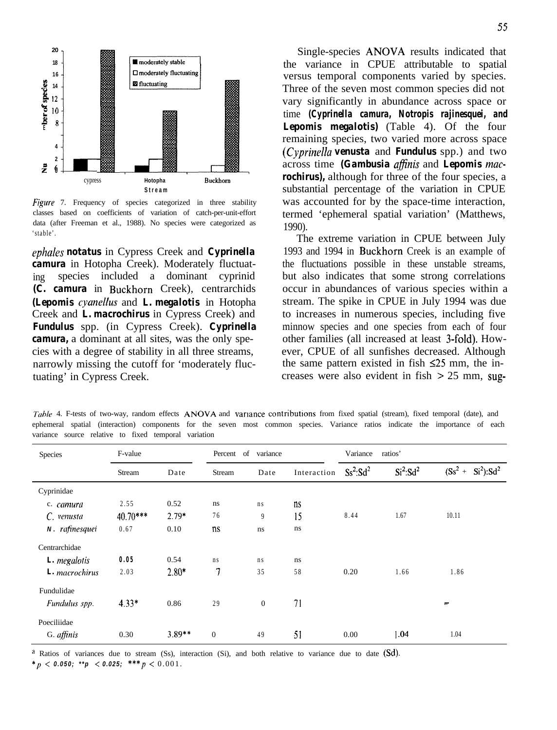Figure 7. Frequency of species categorized in three stability classes based on coefficients of variation of catch-per-unit-effort data (after Freeman et al., 1988). No species were categorized as 'stable'.

*ephales* **notatus** in Cypress Creek and **Cyprinella camura** in Hotopha Creek). Moderately fluctuating species included a dominant cyprinid (**C. camura** in Buckhorn Creek), centrarchids (**Lepomis** *cyanellus* and **L. megalotis** in Hotopha Creek and **L. macrochirus** in Cypress Creek) and **Fundulus** spp. (in Cypress Creek). **Cyprinella camura,** a dominant at all sites, was the only species with a degree of stability in all three streams, narrowly missing the cutoff for 'moderately fluctuating' in Cypress Creek.

Single-species ANOVA results indicated that the variance in CPUE attributable to spatial versus temporal components varied by species. Three of the seven most common species did not vary significantly in abundance across space or time (**Cyprinella camura, Notropis rajinesquei, and Lepomis megalotis**) (Table 4). Of the four remaining species, two varied more across space (*Cyprinella* **venusta** and **Fundulus** spp.) and two across time (**Gambusia** *affinis* and **Lepomis** *macrochirus*), although for three of the four species, a substantial percentage of the variation in CPUE was accounted for by the space-time interaction, termed 'ephemeral spatial variation' (Matthews, 1990).

The extreme variation in CPUE between July 1993 and 1994 in Buckhorn Creek is an example of the fluctuations possible in these unstable streams, but also indicates that some strong correlations occur in abundances of various species within a stream. The spike in CPUE in July 1994 was due to increases in numerous species, including five minnow species and one species from each of four other families (all increased at least 3-fold). However, CPUE of all sunfishes decreased. Although the same pattern existed in fish ≤25 mm, the increases were also evident in fish > 25 mm, sug-

*Table* 4. F-tests of two-way, random effects ANOVA and variance contributions from fixed spatial (stream), fixed temporal (date), and ephemeral spatial (interaction) components for the seven most common species. Variance ratios indicate the importance of each variance source relative to fixed temporal variation

| Species | F-value | | Percent of variance | | | Variance ratios[a] | | |
|---|---|---|---|---|---|---|---|---|
| | Stream | Date | Stream | Date | Interaction | $Ss^2$:$Sd^2$ | $Si^2$:$Sd^2$ | $(Ss^2 + Si^2)$:$Sd^2$ |
| Cyprinidae | | | | | | | | |
| *C. camura* | 2.55 | 0.52 | ns | ns | ns | | | |
| *C. venusta* | 40.70*** | 2.79* | 76 | 9 | 15 | 8.44 | 1.67 | 10.11 |
| *N. rafinesquei* | 0.67 | 0.10 | ns | ns | ns | | | |
| Centrarchidae | | | | | | | | |
| *L. megalotis* | 0.05 | 0.54 | ns | ns | ns | | | |
| *L. macrochirus* | 2.03 | 2.80* | 7 | 35 | 58 | 0.20 | 1.66 | 1.86 |
| Fundulidae | | | | | | | | |
| *Fundulus spp.* | 4.33* | 0.86 | 29 | 0 | 71 | | | ∞ |
| Poeciliidae | | | | | | | | |
| *G. affinis* | 0.30 | 3.89** | 0 | 49 | 51 | 0.00 | 1.04 | 1.04 |

[a] Ratios of variances due to stream (Ss), interaction (Si), and both relative to variance due to date (Sd).
* $p < 0.050$; ** $p < 0.025$; *** $p < 0.001$.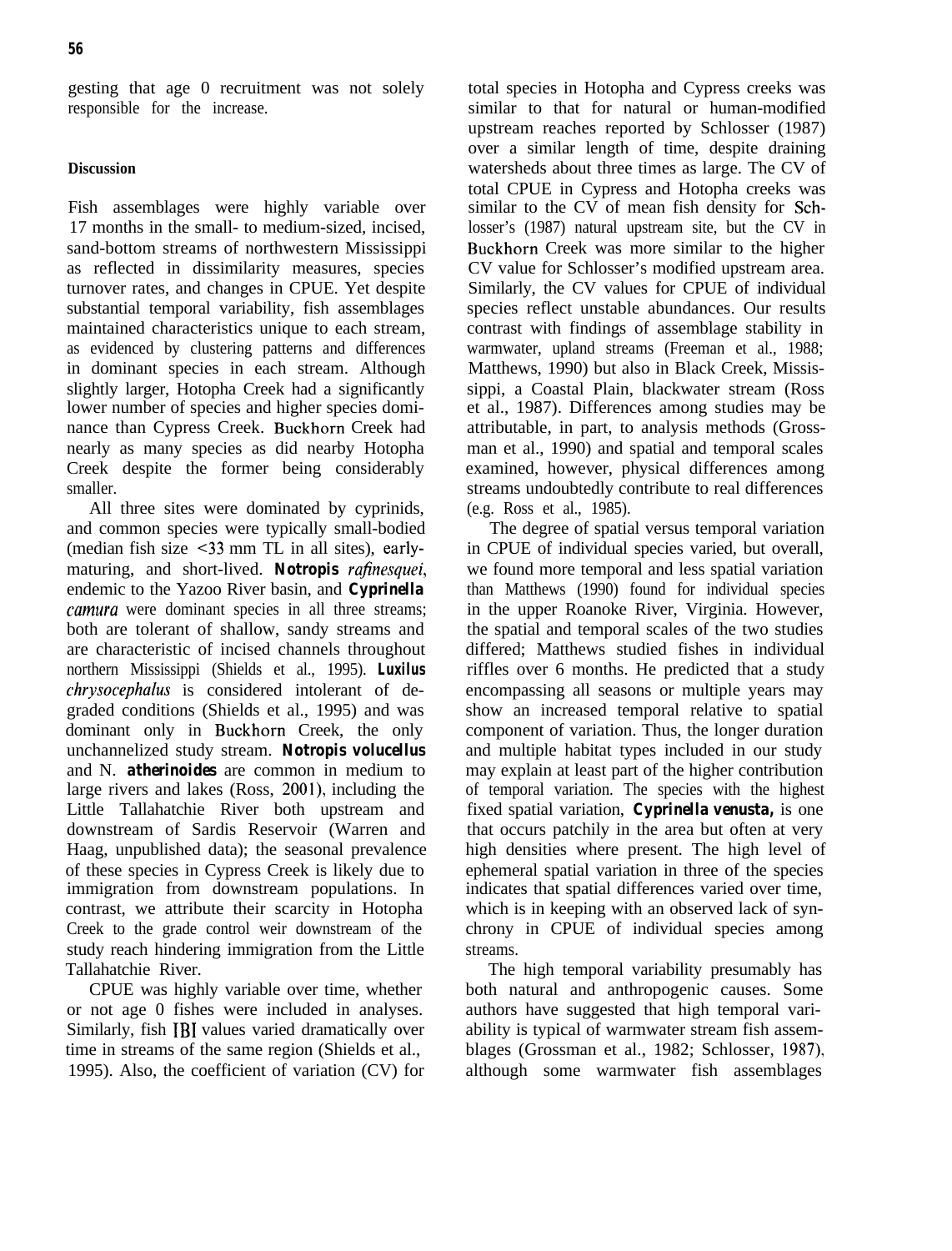gesting that age 0 recruitment was not solely responsible for the increase.

## Discussion

Fish assemblages were highly variable over 17 months in the small- to medium-sized, incised, sand-bottom streams of northwestern Mississippi as reflected in dissimilarity measures, species turnover rates, and changes in CPUE. Yet despite substantial temporal variability, fish assemblages maintained characteristics unique to each stream, as evidenced by clustering patterns and differences in dominant species in each stream. Although slightly larger, Hotopha Creek had a significantly lower number of species and higher species dominance than Cypress Creek. Buckhorn Creek had nearly as many species as did nearby Hotopha Creek despite the former being considerably smaller.

All three sites were dominated by cyprinids, and common species were typically small-bodied (median fish size <33 mm TL in all sites), early-maturing, and short-lived. ***Notropis rafinesquei***, endemic to the Yazoo River basin, and ***Cyprinella camura*** were dominant species in all three streams; both are tolerant of shallow, sandy streams and are characteristic of incised channels throughout northern Mississippi (Shields et al., 1995). ***Luxilus chrysocephalus*** is considered intolerant of degraded conditions (Shields et al., 1995) and was dominant only in Buckhorn Creek, the only unchannelized study stream. ***Notropis volucellus*** and N. ***atherinoides*** are common in medium to large rivers and lakes (Ross, 2001), including the Little Tallahatchie River both upstream and downstream of Sardis Reservoir (Warren and Haag, unpublished data); the seasonal prevalence of these species in Cypress Creek is likely due to immigration from downstream populations. In contrast, we attribute their scarcity in Hotopha Creek to the grade control weir downstream of the study reach hindering immigration from the Little Tallahatchie River.

CPUE was highly variable over time, whether or not age 0 fishes were included in analyses. Similarly, fish IBI values varied dramatically over time in streams of the same region (Shields et al., 1995). Also, the coefficient of variation (CV) for total species in Hotopha and Cypress creeks was similar to that for natural or human-modified upstream reaches reported by Schlosser (1987) over a similar length of time, despite draining watersheds about three times as large. The CV of total CPUE in Cypress and Hotopha creeks was similar to the CV of mean fish density for Schlosser's (1987) natural upstream site, but the CV in Buckhorn Creek was more similar to the higher CV value for Schlosser's modified upstream area. Similarly, the CV values for CPUE of individual species reflect unstable abundances. Our results contrast with findings of assemblage stability in warmwater, upland streams (Freeman et al., 1988; Matthews, 1990) but also in Black Creek, Mississippi, a Coastal Plain, blackwater stream (Ross et al., 1987). Differences among studies may be attributable, in part, to analysis methods (Grossman et al., 1990) and spatial and temporal scales examined, however, physical differences among streams undoubtedly contribute to real differences (e.g. Ross et al., 1985).

The degree of spatial versus temporal variation in CPUE of individual species varied, but overall, we found more temporal and less spatial variation than Matthews (1990) found for individual species in the upper Roanoke River, Virginia. However, the spatial and temporal scales of the two studies differed; Matthews studied fishes in individual riffles over 6 months. He predicted that a study encompassing all seasons or multiple years may show an increased temporal relative to spatial component of variation. Thus, the longer duration and multiple habitat types included in our study may explain at least part of the higher contribution of temporal variation. The species with the highest fixed spatial variation, ***Cyprinella venusta,*** is one that occurs patchily in the area but often at very high densities where present. The high level of ephemeral spatial variation in three of the species indicates that spatial differences varied over time, which is in keeping with an observed lack of synchrony in CPUE of individual species among streams.

The high temporal variability presumably has both natural and anthropogenic causes. Some authors have suggested that high temporal variability is typical of warmwater stream fish assemblages (Grossman et al., 1982; Schlosser, 1987), although some warmwater fish assemblages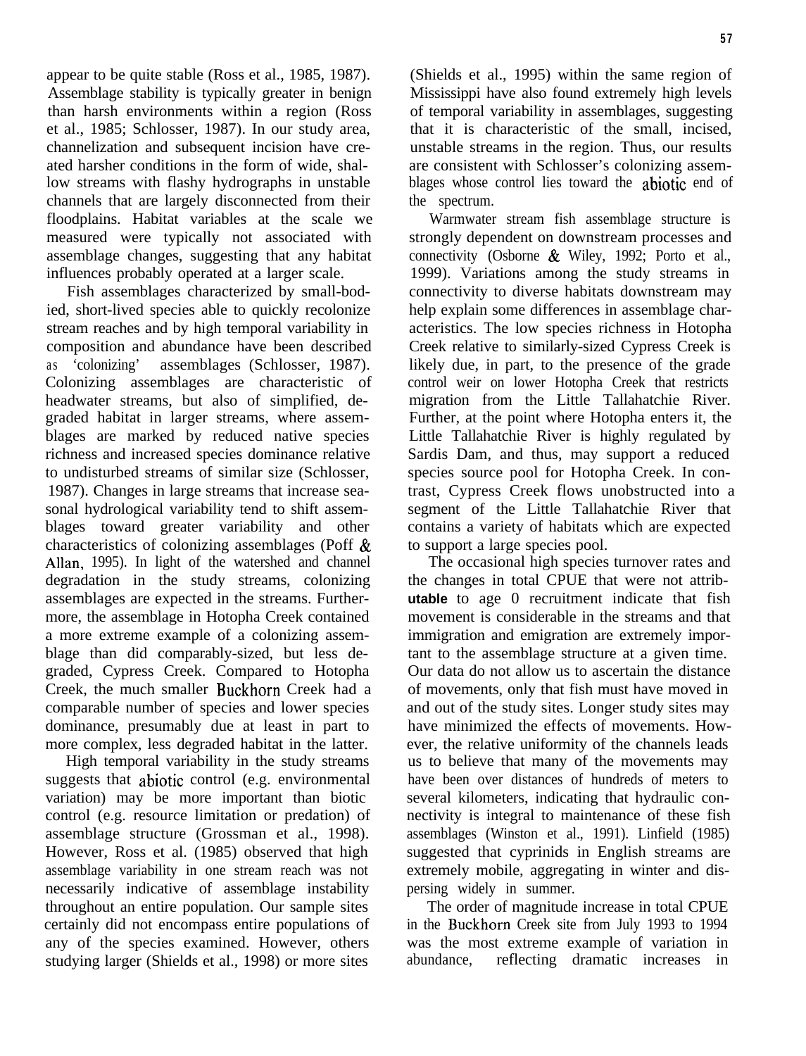appear to be quite stable (Ross et al., 1985, 1987). Assemblage stability is typically greater in benign than harsh environments within a region (Ross et al., 1985; Schlosser, 1987). In our study area, channelization and subsequent incision have created harsher conditions in the form of wide, shallow streams with flashy hydrographs in unstable channels that are largely disconnected from their floodplains. Habitat variables at the scale we measured were typically not associated with assemblage changes, suggesting that any habitat influences probably operated at a larger scale.

Fish assemblages characterized by small-bodied, short-lived species able to quickly recolonize stream reaches and by high temporal variability in composition and abundance have been described as 'colonizing' assemblages (Schlosser, 1987). Colonizing assemblages are characteristic of headwater streams, but also of simplified, degraded habitat in larger streams, where assemblages are marked by reduced native species richness and increased species dominance relative to undisturbed streams of similar size (Schlosser, 1987). Changes in large streams that increase seasonal hydrological variability tend to shift assemblages toward greater variability and other characteristics of colonizing assemblages (Poff & Allan, 1995). In light of the watershed and channel degradation in the study streams, colonizing assemblages are expected in the streams. Furthermore, the assemblage in Hotopha Creek contained a more extreme example of a colonizing assemblage than did comparably-sized, but less degraded, Cypress Creek. Compared to Hotopha Creek, the much smaller Buckhorn Creek had a comparable number of species and lower species dominance, presumably due at least in part to more complex, less degraded habitat in the latter.

High temporal variability in the study streams suggests that abiotic control (e.g. environmental variation) may be more important than biotic control (e.g. resource limitation or predation) of assemblage structure (Grossman et al., 1998). However, Ross et al. (1985) observed that high assemblage variability in one stream reach was not necessarily indicative of assemblage instability throughout an entire population. Our sample sites certainly did not encompass entire populations of any of the species examined. However, others studying larger (Shields et al., 1998) or more sites (Shields et al., 1995) within the same region of Mississippi have also found extremely high levels of temporal variability in assemblages, suggesting that it is characteristic of the small, incised, unstable streams in the region. Thus, our results are consistent with Schlosser's colonizing assemblages whose control lies toward the abiotic end of the spectrum.

Warmwater stream fish assemblage structure is strongly dependent on downstream processes and connectivity (Osborne & Wiley, 1992; Porto et al., 1999). Variations among the study streams in connectivity to diverse habitats downstream may help explain some differences in assemblage characteristics. The low species richness in Hotopha Creek relative to similarly-sized Cypress Creek is likely due, in part, to the presence of the grade control weir on lower Hotopha Creek that restricts migration from the Little Tallahatchie River. Further, at the point where Hotopha enters it, the Little Tallahatchie River is highly regulated by Sardis Dam, and thus, may support a reduced species source pool for Hotopha Creek. In contrast, Cypress Creek flows unobstructed into a segment of the Little Tallahatchie River that contains a variety of habitats which are expected to support a large species pool.

The occasional high species turnover rates and the changes in total CPUE that were not attributable to age 0 recruitment indicate that fish movement is considerable in the streams and that immigration and emigration are extremely important to the assemblage structure at a given time. Our data do not allow us to ascertain the distance of movements, only that fish must have moved in and out of the study sites. Longer study sites may have minimized the effects of movements. However, the relative uniformity of the channels leads us to believe that many of the movements may have been over distances of hundreds of meters to several kilometers, indicating that hydraulic connectivity is integral to maintenance of these fish assemblages (Winston et al., 1991). Linfield (1985) suggested that cyprinids in English streams are extremely mobile, aggregating in winter and dispersing widely in summer.

The order of magnitude increase in total CPUE in the Buckhorn Creek site from July 1993 to 1994 was the most extreme example of variation in abundance, reflecting dramatic increases in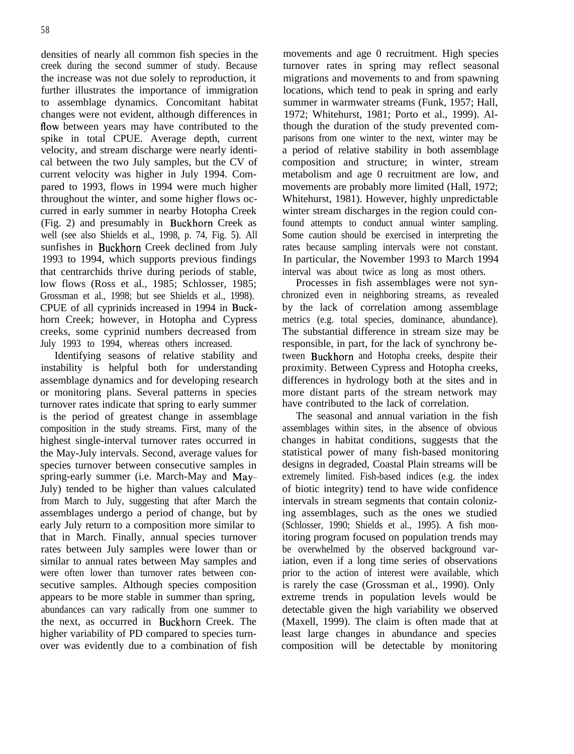densities of nearly all common fish species in the creek during the second summer of study. Because the increase was not due solely to reproduction, it further illustrates the importance of immigration to assemblage dynamics. Concomitant habitat changes were not evident, although differences in flow between years may have contributed to the spike in total CPUE. Average depth, current velocity, and stream discharge were nearly identical between the two July samples, but the CV of current velocity was higher in July 1994. Compared to 1993, flows in 1994 were much higher throughout the winter, and some higher flows occurred in early summer in nearby Hotopha Creek (Fig. 2) and presumably in Buckhorn Creek as well (see also Shields et al., 1998, p. 74, Fig. 5). All sunfishes in Buckhorn Creek declined from July 1993 to 1994, which supports previous findings that centrarchids thrive during periods of stable, low flows (Ross et al., 1985; Schlosser, 1985; Grossman et al., 1998; but see Shields et al., 1998). CPUE of all cyprinids increased in 1994 in Buckhorn Creek; however, in Hotopha and Cypress creeks, some cyprinid numbers decreased from July 1993 to 1994, whereas others increased.

Identifying seasons of relative stability and instability is helpful both for understanding assemblage dynamics and for developing research or monitoring plans. Several patterns in species turnover rates indicate that spring to early summer is the period of greatest change in assemblage composition in the study streams. First, many of the highest single-interval turnover rates occurred in the May-July intervals. Second, average values for species turnover between consecutive samples in spring-early summer (i.e. March-May and May–July) tended to be higher than values calculated from March to July, suggesting that after March the assemblages undergo a period of change, but by early July return to a composition more similar to that in March. Finally, annual species turnover rates between July samples were lower than or similar to annual rates between May samples and were often lower than turnover rates between consecutive samples. Although species composition appears to be more stable in summer than spring, abundances can vary radically from one summer to the next, as occurred in Buckhorn Creek. The higher variability of PD compared to species turnover was evidently due to a combination of fish movements and age 0 recruitment. High species turnover rates in spring may reflect seasonal migrations and movements to and from spawning locations, which tend to peak in spring and early summer in warmwater streams (Funk, 1957; Hall, 1972; Whitehurst, 1981; Porto et al., 1999). Although the duration of the study prevented comparisons from one winter to the next, winter may be a period of relative stability in both assemblage composition and structure; in winter, stream metabolism and age 0 recruitment are low, and movements are probably more limited (Hall, 1972; Whitehurst, 1981). However, highly unpredictable winter stream discharges in the region could confound attempts to conduct annual winter sampling. Some caution should be exercised in interpreting the rates because sampling intervals were not constant. In particular, the November 1993 to March 1994 interval was about twice as long as most others.

Processes in fish assemblages were not synchronized even in neighboring streams, as revealed by the lack of correlation among assemblage metrics (e.g. total species, dominance, abundance). The substantial difference in stream size may be responsible, in part, for the lack of synchrony between Buckhorn and Hotopha creeks, despite their proximity. Between Cypress and Hotopha creeks, differences in hydrology both at the sites and in more distant parts of the stream network may have contributed to the lack of correlation.

The seasonal and annual variation in the fish assemblages within sites, in the absence of obvious changes in habitat conditions, suggests that the statistical power of many fish-based monitoring designs in degraded, Coastal Plain streams will be extremely limited. Fish-based indices (e.g. the index of biotic integrity) tend to have wide confidence intervals in stream segments that contain colonizing assemblages, such as the ones we studied (Schlosser, 1990; Shields et al., 1995). A fish monitoring program focused on population trends may be overwhelmed by the observed background variation, even if a long time series of observations prior to the action of interest were available, which is rarely the case (Grossman et al., 1990). Only extreme trends in population levels would be detectable given the high variability we observed (Maxell, 1999). The claim is often made that at least large changes in abundance and species composition will be detectable by monitoring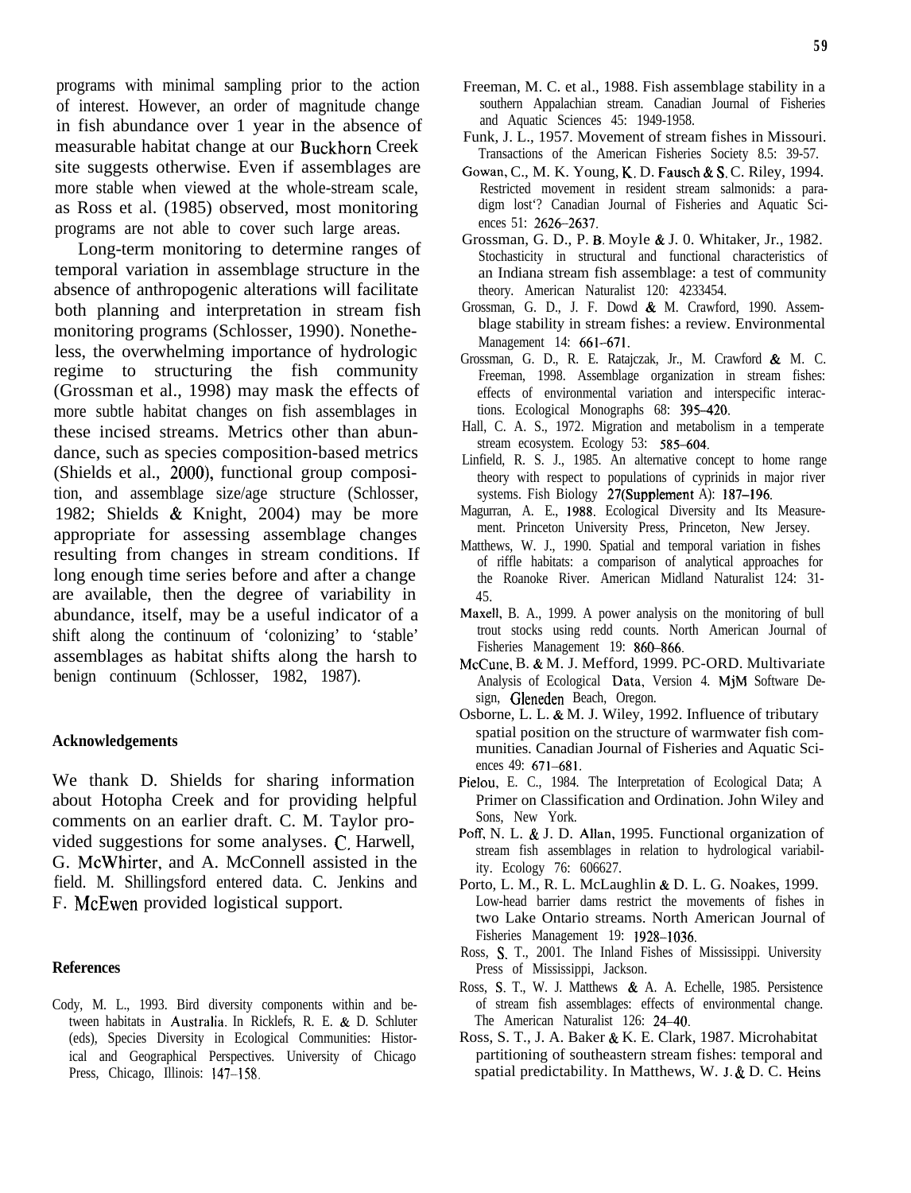programs with minimal sampling prior to the action of interest. However, an order of magnitude change in fish abundance over 1 year in the absence of measurable habitat change at our Buckhorn Creek site suggests otherwise. Even if assemblages are more stable when viewed at the whole-stream scale, as Ross et al. (1985) observed, most monitoring programs are not able to cover such large areas.

Long-term monitoring to determine ranges of temporal variation in assemblage structure in the absence of anthropogenic alterations will facilitate both planning and interpretation in stream fish monitoring programs (Schlosser, 1990). Nonetheless, the overwhelming importance of hydrologic regime to structuring the fish community (Grossman et al., 1998) may mask the effects of more subtle habitat changes on fish assemblages in these incised streams. Metrics other than abundance, such as species composition-based metrics (Shields et al., 2000), functional group composition, and assemblage size/age structure (Schlosser, 1982; Shields & Knight, 2004) may be more appropriate for assessing assemblage changes resulting from changes in stream conditions. If long enough time series before and after a change are available, then the degree of variability in abundance, itself, may be a useful indicator of a shift along the continuum of ‘colonizing’ to ‘stable’ assemblages as habitat shifts along the harsh to benign continuum (Schlosser, 1982, 1987).

## Acknowledgements

We thank D. Shields for sharing information about Hotopha Creek and for providing helpful comments on an earlier draft. C. M. Taylor provided suggestions for some analyses. C. Harwell, G. McWhirter, and A. McConnell assisted in the field. M. Shillingsford entered data. C. Jenkins and F. McEwen provided logistical support.

## References

Cody, M. L., 1993. Bird diversity components within and between habitats in Australia. In Ricklefs, R. E. & D. Schluter (eds), Species Diversity in Ecological Communities: Historical and Geographical Perspectives. University of Chicago Press, Chicago, Illinois: 147–158.

Freeman, M. C. et al., 1988. Fish assemblage stability in a southern Appalachian stream. Canadian Journal of Fisheries and Aquatic Sciences 45: 1949-1958.

Funk, J. L., 1957. Movement of stream fishes in Missouri. Transactions of the American Fisheries Society 8.5: 39-57.

Gowan, C., M. K. Young, K. D. Fausch & S. C. Riley, 1994. Restricted movement in resident stream salmonids: a paradigm lost‘? Canadian Journal of Fisheries and Aquatic Sciences 51: 2626–2637.

Grossman, G. D., P. B. Moyle & J. 0. Whitaker, Jr., 1982. Stochasticity in structural and functional characteristics of an Indiana stream fish assemblage: a test of community theory. American Naturalist 120: 4233454.

Grossman, G. D., J. F. Dowd & M. Crawford, 1990. Assemblage stability in stream fishes: a review. Environmental Management 14: 661–671.

Grossman, G. D., R. E. Ratajczak, Jr., M. Crawford & M. C. Freeman, 1998. Assemblage organization in stream fishes: effects of environmental variation and interspecific interactions. Ecological Monographs 68: 395–420.

Hall, C. A. S., 1972. Migration and metabolism in a temperate stream ecosystem. Ecology 53: 585–604.

Linfield, R. S. J., 1985. An alternative concept to home range theory with respect to populations of cyprinids in major river systems. Fish Biology 27(Supplement A): 187–196.

Magurran, A. E., 1988. Ecological Diversity and Its Measurement. Princeton University Press, Princeton, New Jersey.

Matthews, W. J., 1990. Spatial and temporal variation in fishes of riffle habitats: a comparison of analytical approaches for the Roanoke River. American Midland Naturalist 124: 31-45.

Maxell, B. A., 1999. A power analysis on the monitoring of bull trout stocks using redd counts. North American Journal of Fisheries Management 19: 860–866.

McCune, B. & M. J. Mefford, 1999. PC-ORD. Multivariate Analysis of Ecological Data, Version 4. MjM Software Design, Gleneden Beach, Oregon.

Osborne, L. L. & M. J. Wiley, 1992. Influence of tributary spatial position on the structure of warmwater fish communities. Canadian Journal of Fisheries and Aquatic Sciences 49: 671–681.

Pielou, E. C., 1984. The Interpretation of Ecological Data; A Primer on Classification and Ordination. John Wiley and Sons, New York.

Poff, N. L. & J. D. Allan, 1995. Functional organization of stream fish assemblages in relation to hydrological variability. Ecology 76: 606627.

Porto, L. M., R. L. McLaughlin & D. L. G. Noakes, 1999. Low-head barrier dams restrict the movements of fishes in two Lake Ontario streams. North American Journal of Fisheries Management 19: 1928–1036.

Ross, S. T., 2001. The Inland Fishes of Mississippi. University Press of Mississippi, Jackson.

Ross, S. T., W. J. Matthews & A. A. Echelle, 1985. Persistence of stream fish assemblages: effects of environmental change. The American Naturalist 126: 24–40.

Ross, S. T., J. A. Baker & K. E. Clark, 1987. Microhabitat partitioning of southeastern stream fishes: temporal and spatial predictability. In Matthews, W. J. & D. C. Heins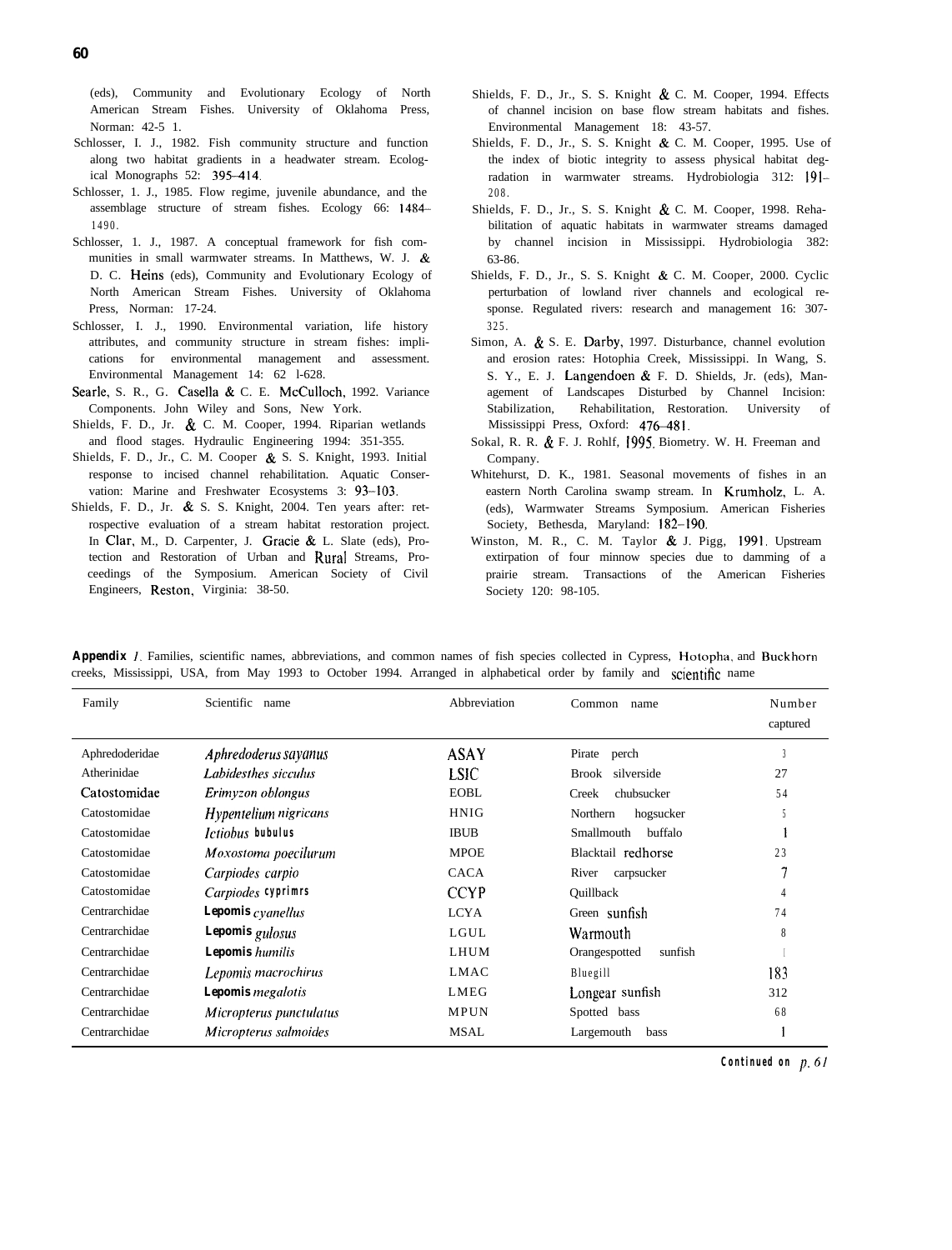(eds), Community and Evolutionary Ecology of North American Stream Fishes. University of Oklahoma Press, Norman: 42-5 1.

Schlosser, I. J., 1982. Fish community structure and function along two habitat gradients in a headwater stream. Ecological Monographs 52: 395–414.

Schlosser, 1. J., 1985. Flow regime, juvenile abundance, and the assemblage structure of stream fishes. Ecology 66: 1484–1490.

Schlosser, 1. J., 1987. A conceptual framework for fish communities in small warmwater streams. In Matthews, W. J. & D. C. Heins (eds), Community and Evolutionary Ecology of North American Stream Fishes. University of Oklahoma Press, Norman: 17-24.

Schlosser, I. J., 1990. Environmental variation, life history attributes, and community structure in stream fishes: implications for environmental management and assessment. Environmental Management 14: 62 l-628.

Searle, S. R., G. Casella & C. E. McCulloch, 1992. Variance Components. John Wiley and Sons, New York.

Shields, F. D., Jr. & C. M. Cooper, 1994. Riparian wetlands and flood stages. Hydraulic Engineering 1994: 351-355.

Shields, F. D., Jr., C. M. Cooper & S. S. Knight, 1993. Initial response to incised channel rehabilitation. Aquatic Conservation: Marine and Freshwater Ecosystems 3: 93–103.

Shields, F. D., Jr. & S. S. Knight, 2004. Ten years after: retrospective evaluation of a stream habitat restoration project. In Clar, M., D. Carpenter, J. Gracie & L. Slate (eds), Protection and Restoration of Urban and Rural Streams, Proceedings of the Symposium. American Society of Civil Engineers, Reston, Virginia: 38-50.

Shields, F. D., Jr., S. S. Knight & C. M. Cooper, 1994. Effects of channel incision on base flow stream habitats and fishes. Environmental Management 18: 43-57.

Shields, F. D., Jr., S. S. Knight & C. M. Cooper, 1995. Use of the index of biotic integrity to assess physical habitat degradation in warmwater streams. Hydrobiologia 312: 191–208.

Shields, F. D., Jr., S. S. Knight & C. M. Cooper, 1998. Rehabilitation of aquatic habitats in warmwater streams damaged by channel incision in Mississippi. Hydrobiologia 382: 63-86.

Shields, F. D., Jr., S. S. Knight & C. M. Cooper, 2000. Cyclic perturbation of lowland river channels and ecological response. Regulated rivers: research and management 16: 307-325.

Simon, A. & S. E. Darby, 1997. Disturbance, channel evolution and erosion rates: Hotophia Creek, Mississippi. In Wang, S. S. Y., E. J. Langendoen & F. D. Shields, Jr. (eds), Management of Landscapes Disturbed by Channel Incision: Stabilization, Rehabilitation, Restoration. University of Mississippi Press, Oxford: 476–481.

Sokal, R. R. & F. J. Rohlf, 1995. Biometry. W. H. Freeman and Company.

Whitehurst, D. K., 1981. Seasonal movements of fishes in an eastern North Carolina swamp stream. In Krumholz, L. A. (eds), Warmwater Streams Symposium. American Fisheries Society, Bethesda, Maryland: 182–190.

Winston, M. R., C. M. Taylor & J. Pigg, 1991. Upstream extirpation of four minnow species due to damming of a prairie stream. Transactions of the American Fisheries Society 120: 98-105.

**Appendix** *1*. Families, scientific names, abbreviations, and common names of fish species collected in Cypress, Hotopha, and Buckhorn creeks, Mississippi, USA, from May 1993 to October 1994. Arranged in alphabetical order by family and scientific name

| Family | Scientific name | Abbreviation | Common name | Number captured |
|---|---|---|---|---|
| Aphredoderidae | *Aphredoderus sayanus* | ASAY | Pirate perch | 3 |
| Atherinidae | *Labidesthes sicculus* | LSIC | Brook silverside | 27 |
| Catostomidae | *Erimyzon oblongus* | EOBL | Creek chubsucker | 54 |
| Catostomidae | *Hypentelium nigricans* | HNIG | Northern hogsucker | 5 |
| Catostomidae | *Ictiobus bubulus* | IBUB | Smallmouth buffalo | 1 |
| Catostomidae | *Moxostoma poecilurum* | MPOE | Blacktail redhorse | 23 |
| Catostomidae | *Carpiodes carpio* | CACA | River carpsucker | 7 |
| Catostomidae | *Carpiodes cyprimrs* | CCYP | Quillback | 4 |
| Centrarchidae | *Lepomis cyanellus* | LCYA | Green sunfish | 74 |
| Centrarchidae | *Lepomis gulosus* | LGUL | Warmouth | 8 |
| Centrarchidae | *Lepomis humilis* | LHUM | Orangespotted sunfish | 1 |
| Centrarchidae | *Lepomis macrochirus* | LMAC | Bluegill | 183 |
| Centrarchidae | *Lepomis megalotis* | LMEG | Longear sunfish | 312 |
| Centrarchidae | *Micropterus punctulatus* | MPUN | Spotted bass | 68 |
| Centrarchidae | *Micropterus salmoides* | MSAL | Largemouth bass | 1 |

**Continued on** *p. 61*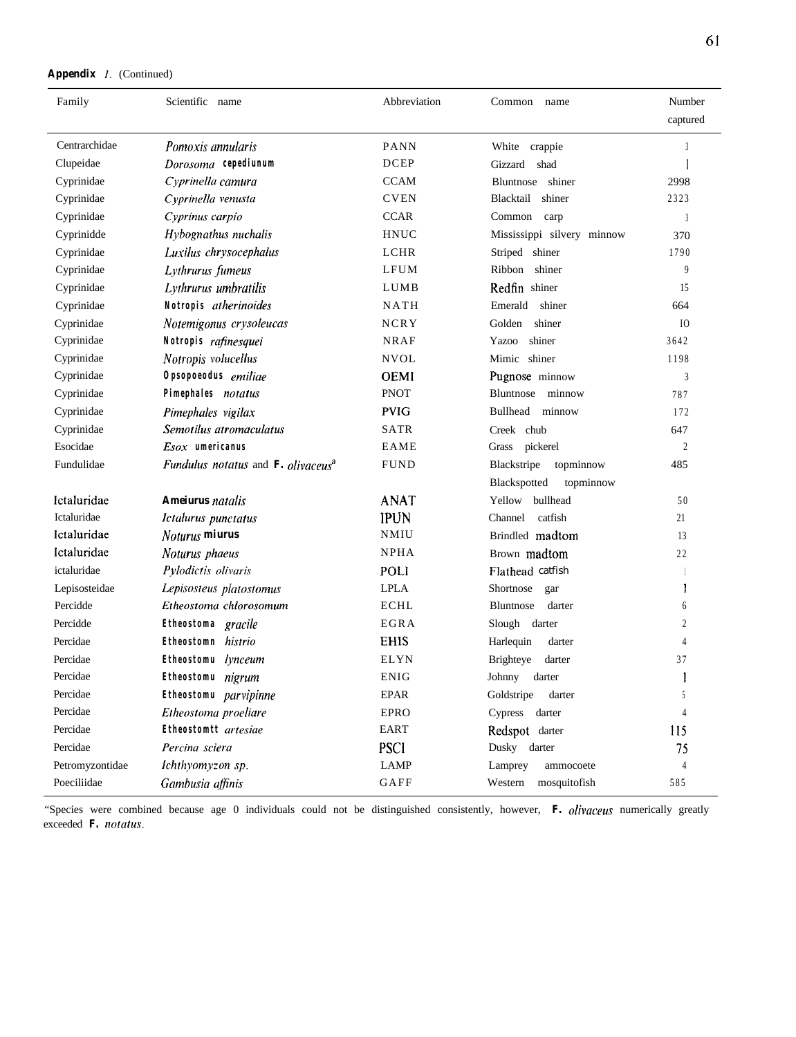**Appendix** *1*. (Continued)

| Family | Scientific name | Abbreviation | Common name | Number captured |
|---|---|---|---|---|
| Centrarchidae | *Pomoxis annularis* | PANN | White crappie | 3 |
| Clupeidae | *Dorosoma cepediunum* | DCEP | Gizzard shad | 1 |
| Cyprinidae | *Cyprinella camura* | CCAM | Bluntnose shiner | 2998 |
| Cyprinidae | *Cyprinella venusta* | CVEN | Blacktail shiner | 2323 |
| Cyprinidae | *Cyprinus carpio* | CCAR | Common carp | 3 |
| Cyprinidde | *Hybognathus nuchalis* | HNUC | Mississippi silvery minnow | 370 |
| Cyprinidae | *Luxilus chrysocephalus* | LCHR | Striped shiner | 1790 |
| Cyprinidae | *Lythrurus fumeus* | LFUM | Ribbon shiner | 9 |
| Cyprinidae | *Lythrurus umbratilis* | LUMB | Redfin shiner | 15 |
| Cyprinidae | *Notropis atherinoides* | NATH | Emerald shiner | 664 |
| Cyprinidae | *Notemigonus crysoleucas* | NCRY | Golden shiner | IO |
| Cyprinidae | *Notropis rafinesquei* | NRAF | Yazoo shiner | 3642 |
| Cyprinidae | *Notropis volucellus* | NVOL | Mimic shiner | 1198 |
| Cyprinidae | *Opsopoeodus emiliae* | OEMI | Pugnose minnow | 3 |
| Cyprinidae | *Pimephales notatus* | PNOT | Bluntnose minnow | 787 |
| Cyprinidae | *Pimephales vigilax* | PVIG | Bullhead minnow | 172 |
| Cyprinidae | *Semotilus atromaculatus* | SATR | Creek chub | 647 |
| Esocidae | *Esox umericanus* | EAME | Grass pickerel | 2 |
| Fundulidae | *Fundulus notatus* and *F. olivaceus*[a] | FUND | Blackstripe topminnow<br>Blackspotted topminnow | 485 |
| Ictaluridae | *Ameiurus natalis* | ANAT | Yellow bullhead | 50 |
| Ictaluridae | *Ictalurus punctatus* | IPUN | Channel catfish | 21 |
| Ictaluridae | *Noturus miurus* | NMIU | Brindled madtom | 13 |
| Ictaluridae | *Noturus phaeus* | NPHA | Brown madtom | 22 |
| ictaluridae | *Pylodictis olivaris* | POLI | Flathead catfish | 1 |
| Lepisosteidae | *Lepisosteus platostomus* | LPLA | Shortnose gar | 1 |
| Percidde | *Etheostoma chlorosomum* | ECHL | Bluntnose darter | 6 |
| Percidde | *Etheostoma gracile* | EGRA | Slough darter | 2 |
| Percidae | *Etheostomn histrio* | EHIS | Harlequin darter | 4 |
| Percidae | *Etheostomu lynceum* | ELYN | Brighteye darter | 37 |
| Percidae | *Etheostomu nigrum* | ENIG | Johnny darter | 1 |
| Percidae | *Etheostomu parvipinne* | EPAR | Goldstripe darter | 5 |
| Percidae | *Etheostoma proeliare* | EPRO | Cypress darter | 4 |
| Percidae | *Etheostomtt artesiae* | EART | Redspot darter | 115 |
| Percidae | *Percina sciera* | PSCI | Dusky darter | 75 |
| Petromyzontidae | *Ichthyomyzon sp.* | LAMP | Lamprey ammocoete | 4 |
| Poeciliidae | *Gambusia affinis* | GAFF | Western mosquitofish | 585 |

[a]Species were combined because age 0 individuals could not be distinguished consistently, however, *F. olivaceus* numerically greatly exceeded *F. notatus*.